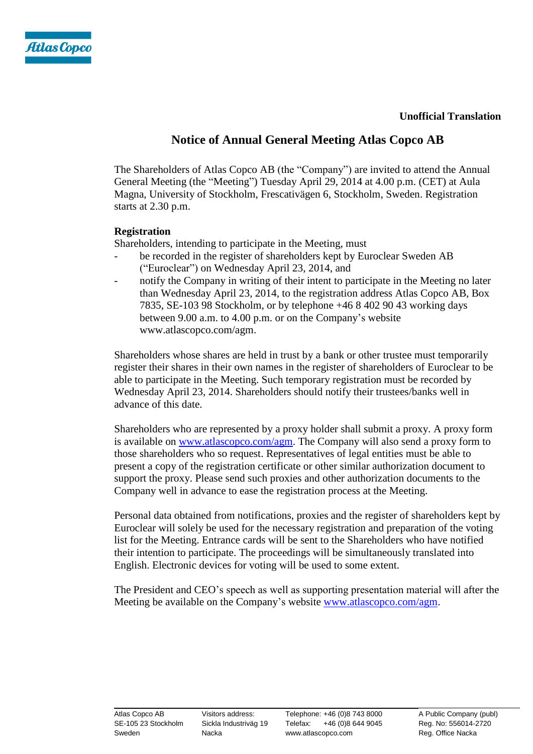**Unofficial Translation**

# Notice of Annual General Meeting Atlas Copco AB

The Shareholders of Atlas Copco AB (the "Company") are invited to attend the Annual General Meeting (the "Meeting") Tuesday April 29, 2014 at 4.00 p.m. (CET) at Aula Magna, University of Stockholm, Frescativägen 6, Stockholm, Sweden. Registration starts at 2.30 p.m.

**Registration**

Shareholders, intending to participate in the Meeting, must

- be recorded in the register of shareholders kept by Euroclear Sweden AB ("Euroclear") on Wednesday April 23, 2014, and
- notify the Company in writing of their intent to participate in the Meeting no later than Wednesday April 23, 2014, to the registration address Atlas Copco AB, Box 7835, SE-103 98 Stockholm, or by telephone +46 8 402 90 43 working days between 9.00 a.m. to 4.00 p.m. or on the Company's website www.atlascopco.com/agm.

Shareholders whose shares are held in trust by a bank or other trustee must temporarily register their shares in their own names in the register of shareholders of Euroclear to be able to participate in the Meeting. Such temporary registration must be recorded by Wednesday April 23, 2014. Shareholders should notify their trustees/banks well in advance of this date.

Shareholders who are represented by a proxy holder shall submit a proxy. A proxy form is available on www.atlascopco.com/agm. The Company will also send a proxy form to those shareholders who so request. Representatives of legal entities must be able to present a copy of the registration certificate or other similar authorization document to support the proxy. Please send such proxies and other authorization documents to the Company well in advance to ease the registration process at the Meeting.

Personal data obtained from notifications, proxies and the register of shareholders kept by Euroclear will solely be used for the necessary registration and preparation of the voting list for the Meeting. Entrance cards will be sent to the Shareholders who have notified their intention to participate. The proceedings will be simultaneously translated into English. Electronic devices for voting will be used to some extent.

The President and CEO's speech as well as supporting presentation material will after the Meeting be available on the Company's website www.atlascopco.com/agm.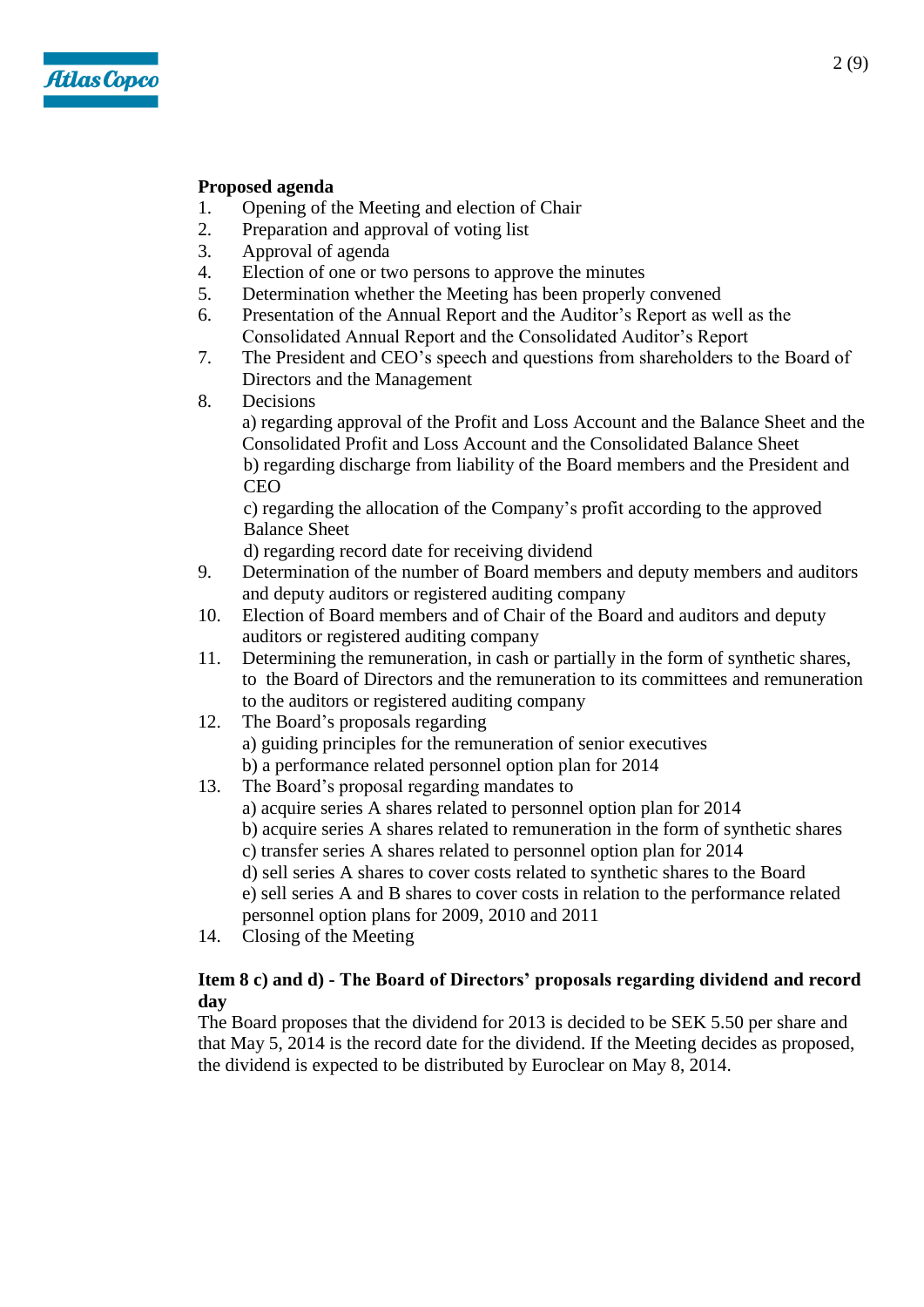**Proposed agenda**

1. Opening of the Meeting and election of Chair
2. Preparation and approval of voting list
3. Approval of agenda
4. Election of one or two persons to approve the minutes
5. Determination whether the Meeting has been properly convened
6. Presentation of the Annual Report and the Auditor's Report as well as the Consolidated Annual Report and the Consolidated Auditor's Report
7. The President and CEO's speech and questions from shareholders to the Board of Directors and the Management
8. Decisions
   a) regarding approval of the Profit and Loss Account and the Balance Sheet and the Consolidated Profit and Loss Account and the Consolidated Balance Sheet
   b) regarding discharge from liability of the Board members and the President and CEO
   c) regarding the allocation of the Company's profit according to the approved Balance Sheet
   d) regarding record date for receiving dividend
9. Determination of the number of Board members and deputy members and auditors and deputy auditors or registered auditing company
10. Election of Board members and of Chair of the Board and auditors and deputy auditors or registered auditing company
11. Determining the remuneration, in cash or partially in the form of synthetic shares, to the Board of Directors and the remuneration to its committees and remuneration to the auditors or registered auditing company
12. The Board's proposals regarding
    a) guiding principles for the remuneration of senior executives
    b) a performance related personnel option plan for 2014
13. The Board's proposal regarding mandates to
    a) acquire series A shares related to personnel option plan for 2014
    b) acquire series A shares related to remuneration in the form of synthetic shares
    c) transfer series A shares related to personnel option plan for 2014
    d) sell series A shares to cover costs related to synthetic shares to the Board
    e) sell series A and B shares to cover costs in relation to the performance related personnel option plans for 2009, 2010 and 2011
14. Closing of the Meeting

**Item 8 c) and d) - The Board of Directors' proposals regarding dividend and record day**

The Board proposes that the dividend for 2013 is decided to be SEK 5.50 per share and that May 5, 2014 is the record date for the dividend. If the Meeting decides as proposed, the dividend is expected to be distributed by Euroclear on May 8, 2014.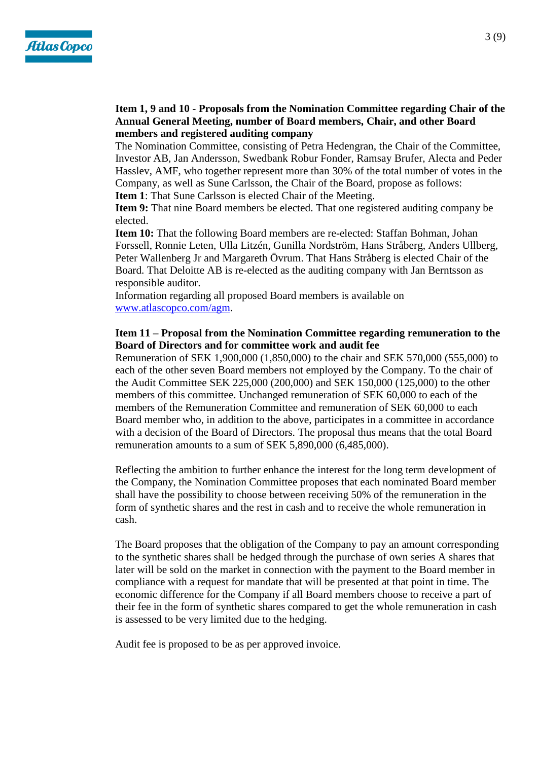**Item 1, 9 and 10 - Proposals from the Nomination Committee regarding Chair of the Annual General Meeting, number of Board members, Chair, and other Board members and registered auditing company**

The Nomination Committee, consisting of Petra Hedengran, the Chair of the Committee, Investor AB, Jan Andersson, Swedbank Robur Fonder, Ramsay Brufer, Alecta and Peder Hasslev, AMF, who together represent more than 30% of the total number of votes in the Company, as well as Sune Carlsson, the Chair of the Board, propose as follows:

**Item 1**: That Sune Carlsson is elected Chair of the Meeting.

**Item 9:** That nine Board members be elected. That one registered auditing company be elected.

**Item 10:** That the following Board members are re-elected: Staffan Bohman, Johan Forssell, Ronnie Leten, Ulla Litzén, Gunilla Nordström, Hans Stråberg, Anders Ullberg, Peter Wallenberg Jr and Margareth Övrum. That Hans Stråberg is elected Chair of the Board. That Deloitte AB is re-elected as the auditing company with Jan Berntsson as responsible auditor.

Information regarding all proposed Board members is available on www.atlascopco.com/agm.

**Item 11 – Proposal from the Nomination Committee regarding remuneration to the Board of Directors and for committee work and audit fee**

Remuneration of SEK 1,900,000 (1,850,000) to the chair and SEK 570,000 (555,000) to each of the other seven Board members not employed by the Company. To the chair of the Audit Committee SEK 225,000 (200,000) and SEK 150,000 (125,000) to the other members of this committee. Unchanged remuneration of SEK 60,000 to each of the members of the Remuneration Committee and remuneration of SEK 60,000 to each Board member who, in addition to the above, participates in a committee in accordance with a decision of the Board of Directors. The proposal thus means that the total Board remuneration amounts to a sum of SEK 5,890,000 (6,485,000).

Reflecting the ambition to further enhance the interest for the long term development of the Company, the Nomination Committee proposes that each nominated Board member shall have the possibility to choose between receiving 50% of the remuneration in the form of synthetic shares and the rest in cash and to receive the whole remuneration in cash.

The Board proposes that the obligation of the Company to pay an amount corresponding to the synthetic shares shall be hedged through the purchase of own series A shares that later will be sold on the market in connection with the payment to the Board member in compliance with a request for mandate that will be presented at that point in time. The economic difference for the Company if all Board members choose to receive a part of their fee in the form of synthetic shares compared to get the whole remuneration in cash is assessed to be very limited due to the hedging.

Audit fee is proposed to be as per approved invoice.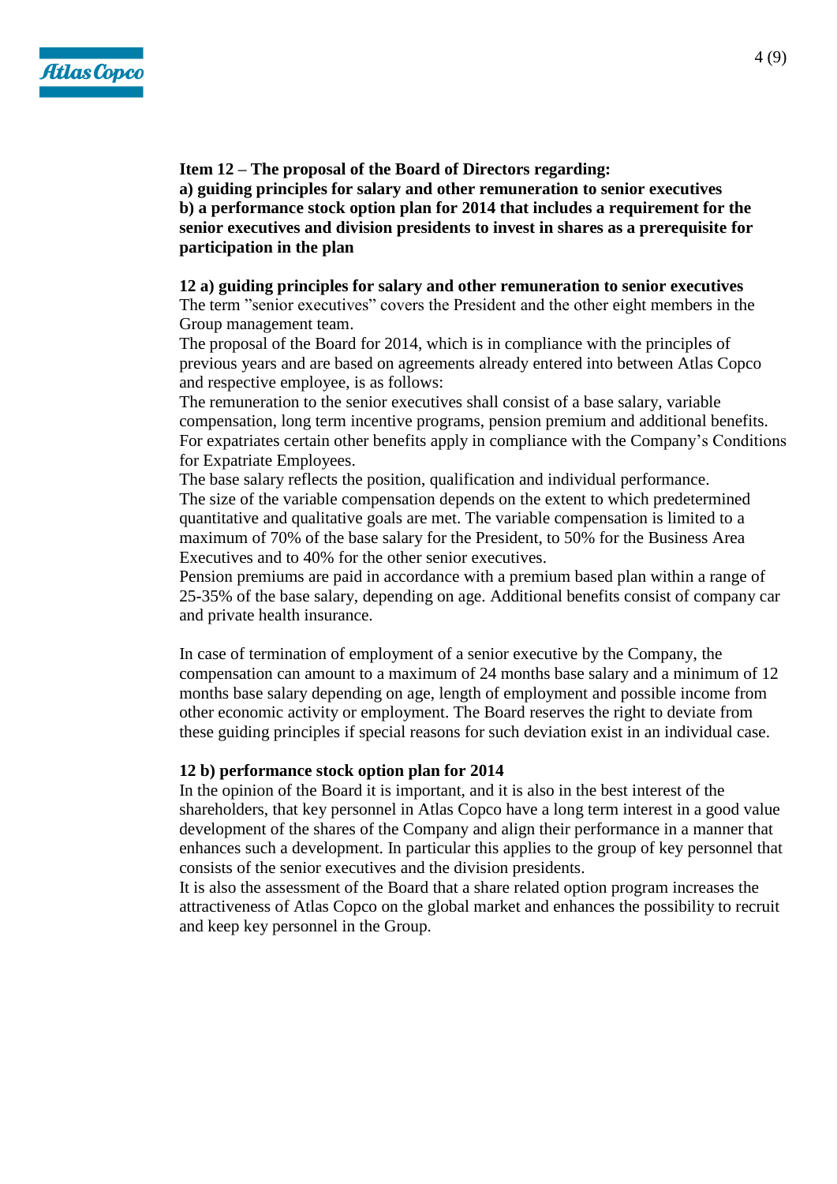**Item 12 – The proposal of the Board of Directors regarding:**
**a) guiding principles for salary and other remuneration to senior executives**
**b) a performance stock option plan for 2014 that includes a requirement for the senior executives and division presidents to invest in shares as a prerequisite for participation in the plan**

**12 a) guiding principles for salary and other remuneration to senior executives**
The term ”senior executives” covers the President and the other eight members in the Group management team.
The proposal of the Board for 2014, which is in compliance with the principles of previous years and are based on agreements already entered into between Atlas Copco and respective employee, is as follows:
The remuneration to the senior executives shall consist of a base salary, variable compensation, long term incentive programs, pension premium and additional benefits. For expatriates certain other benefits apply in compliance with the Company’s Conditions for Expatriate Employees.
The base salary reflects the position, qualification and individual performance.
The size of the variable compensation depends on the extent to which predetermined quantitative and qualitative goals are met. The variable compensation is limited to a maximum of 70% of the base salary for the President, to 50% for the Business Area Executives and to 40% for the other senior executives.
Pension premiums are paid in accordance with a premium based plan within a range of 25-35% of the base salary, depending on age. Additional benefits consist of company car and private health insurance.

In case of termination of employment of a senior executive by the Company, the compensation can amount to a maximum of 24 months base salary and a minimum of 12 months base salary depending on age, length of employment and possible income from other economic activity or employment. The Board reserves the right to deviate from these guiding principles if special reasons for such deviation exist in an individual case.

**12 b) performance stock option plan for 2014**
In the opinion of the Board it is important, and it is also in the best interest of the shareholders, that key personnel in Atlas Copco have a long term interest in a good value development of the shares of the Company and align their performance in a manner that enhances such a development. In particular this applies to the group of key personnel that consists of the senior executives and the division presidents.
It is also the assessment of the Board that a share related option program increases the attractiveness of Atlas Copco on the global market and enhances the possibility to recruit and keep key personnel in the Group.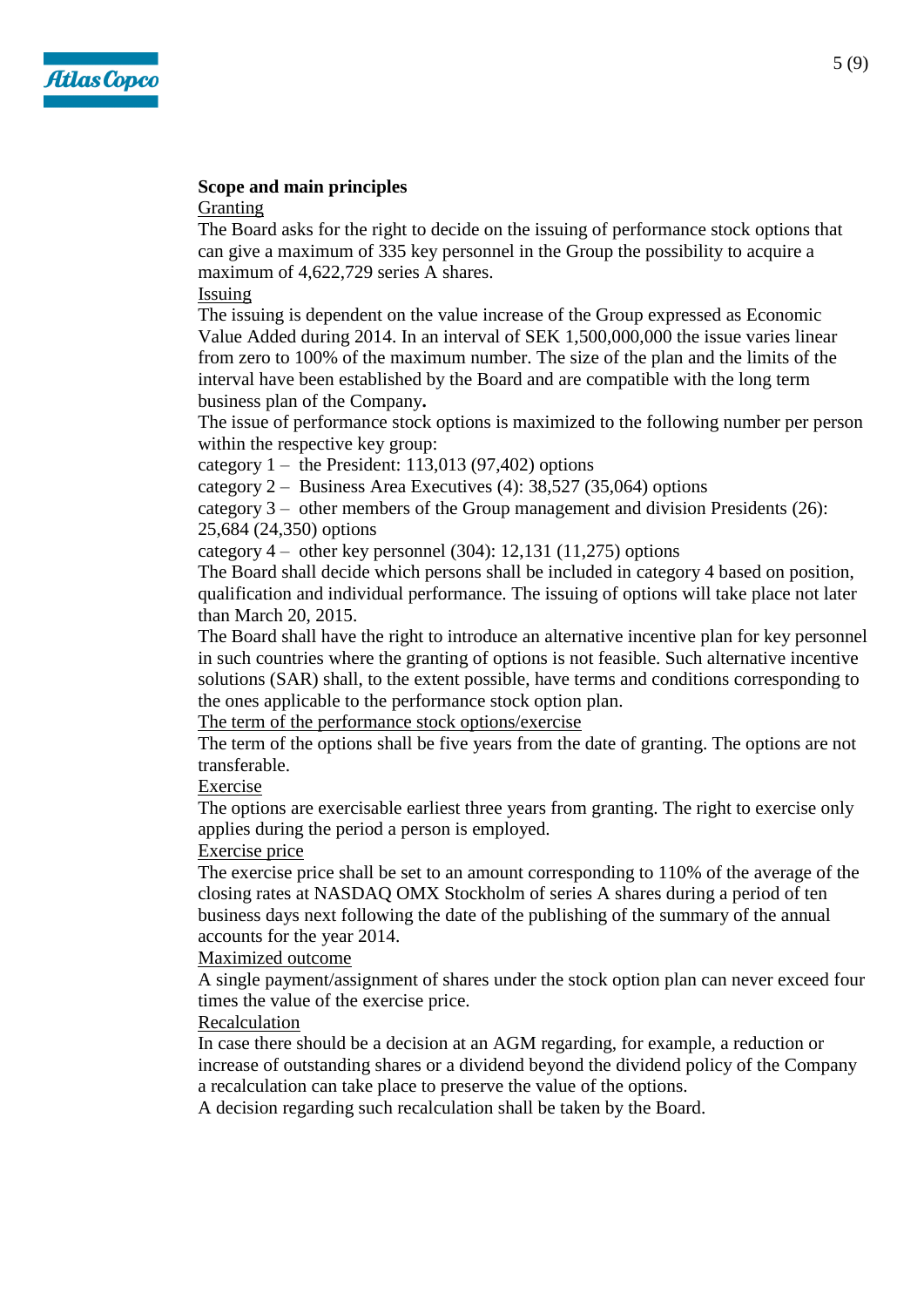**Scope and main principles**

Granting

The Board asks for the right to decide on the issuing of performance stock options that can give a maximum of 335 key personnel in the Group the possibility to acquire a maximum of 4,622,729 series A shares.

Issuing

The issuing is dependent on the value increase of the Group expressed as Economic Value Added during 2014. In an interval of SEK 1,500,000,000 the issue varies linear from zero to 100% of the maximum number. The size of the plan and the limits of the interval have been established by the Board and are compatible with the long term business plan of the Company**.**

The issue of performance stock options is maximized to the following number per person within the respective key group:

category 1 – the President: 113,013 (97,402) options
category 2 – Business Area Executives (4): 38,527 (35,064) options
category 3 – other members of the Group management and division Presidents (26): 25,684 (24,350) options
category 4 – other key personnel (304): 12,131 (11,275) options

The Board shall decide which persons shall be included in category 4 based on position, qualification and individual performance. The issuing of options will take place not later than March 20, 2015.

The Board shall have the right to introduce an alternative incentive plan for key personnel in such countries where the granting of options is not feasible. Such alternative incentive solutions (SAR) shall, to the extent possible, have terms and conditions corresponding to the ones applicable to the performance stock option plan.

The term of the performance stock options/exercise

The term of the options shall be five years from the date of granting. The options are not transferable.

Exercise

The options are exercisable earliest three years from granting. The right to exercise only applies during the period a person is employed.

Exercise price

The exercise price shall be set to an amount corresponding to 110% of the average of the closing rates at NASDAQ OMX Stockholm of series A shares during a period of ten business days next following the date of the publishing of the summary of the annual accounts for the year 2014.

Maximized outcome

A single payment/assignment of shares under the stock option plan can never exceed four times the value of the exercise price.

Recalculation

In case there should be a decision at an AGM regarding, for example, a reduction or increase of outstanding shares or a dividend beyond the dividend policy of the Company a recalculation can take place to preserve the value of the options.

A decision regarding such recalculation shall be taken by the Board.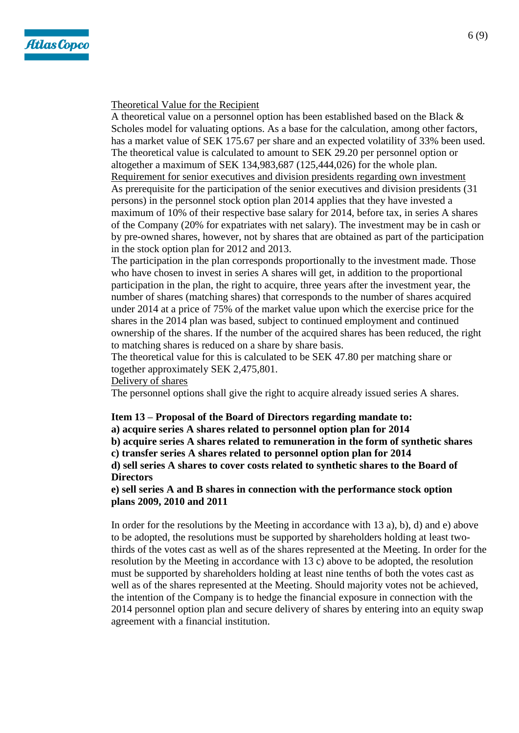Theoretical Value for the Recipient

A theoretical value on a personnel option has been established based on the Black & Scholes model for valuating options. As a base for the calculation, among other factors, has a market value of SEK 175.67 per share and an expected volatility of 33% been used. The theoretical value is calculated to amount to SEK 29.20 per personnel option or altogether a maximum of SEK 134,983,687 (125,444,026) for the whole plan.

Requirement for senior executives and division presidents regarding own investment

As prerequisite for the participation of the senior executives and division presidents (31 persons) in the personnel stock option plan 2014 applies that they have invested a maximum of 10% of their respective base salary for 2014, before tax, in series A shares of the Company (20% for expatriates with net salary). The investment may be in cash or by pre-owned shares, however, not by shares that are obtained as part of the participation in the stock option plan for 2012 and 2013.

The participation in the plan corresponds proportionally to the investment made. Those who have chosen to invest in series A shares will get, in addition to the proportional participation in the plan, the right to acquire, three years after the investment year, the number of shares (matching shares) that corresponds to the number of shares acquired under 2014 at a price of 75% of the market value upon which the exercise price for the shares in the 2014 plan was based, subject to continued employment and continued ownership of the shares. If the number of the acquired shares has been reduced, the right to matching shares is reduced on a share by share basis.

The theoretical value for this is calculated to be SEK 47.80 per matching share or together approximately SEK 2,475,801.

Delivery of shares

The personnel options shall give the right to acquire already issued series A shares.

**Item 13 – Proposal of the Board of Directors regarding mandate to:**
**a) acquire series A shares related to personnel option plan for 2014**
**b) acquire series A shares related to remuneration in the form of synthetic shares**
**c) transfer series A shares related to personnel option plan for 2014**
**d) sell series A shares to cover costs related to synthetic shares to the Board of Directors**
**e) sell series A and B shares in connection with the performance stock option plans 2009, 2010 and 2011**

In order for the resolutions by the Meeting in accordance with 13 a), b), d) and e) above to be adopted, the resolutions must be supported by shareholders holding at least two-thirds of the votes cast as well as of the shares represented at the Meeting. In order for the resolution by the Meeting in accordance with 13 c) above to be adopted, the resolution must be supported by shareholders holding at least nine tenths of both the votes cast as well as of the shares represented at the Meeting. Should majority votes not be achieved, the intention of the Company is to hedge the financial exposure in connection with the 2014 personnel option plan and secure delivery of shares by entering into an equity swap agreement with a financial institution.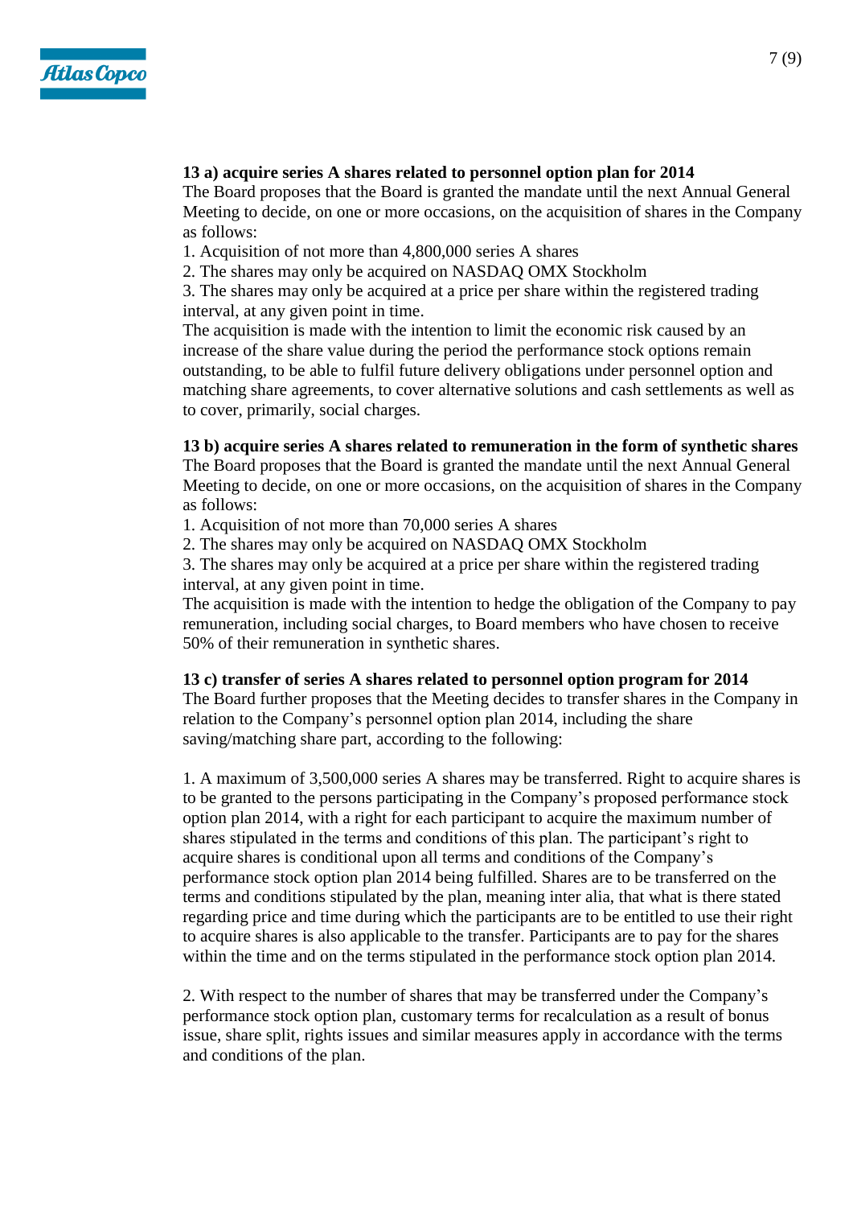**13 a) acquire series A shares related to personnel option plan for 2014**

The Board proposes that the Board is granted the mandate until the next Annual General Meeting to decide, on one or more occasions, on the acquisition of shares in the Company as follows:

1. Acquisition of not more than 4,800,000 series A shares
2. The shares may only be acquired on NASDAQ OMX Stockholm
3. The shares may only be acquired at a price per share within the registered trading interval, at any given point in time.

The acquisition is made with the intention to limit the economic risk caused by an increase of the share value during the period the performance stock options remain outstanding, to be able to fulfil future delivery obligations under personnel option and matching share agreements, to cover alternative solutions and cash settlements as well as to cover, primarily, social charges.

**13 b) acquire series A shares related to remuneration in the form of synthetic shares**

The Board proposes that the Board is granted the mandate until the next Annual General Meeting to decide, on one or more occasions, on the acquisition of shares in the Company as follows:

1. Acquisition of not more than 70,000 series A shares
2. The shares may only be acquired on NASDAQ OMX Stockholm
3. The shares may only be acquired at a price per share within the registered trading interval, at any given point in time.

The acquisition is made with the intention to hedge the obligation of the Company to pay remuneration, including social charges, to Board members who have chosen to receive 50% of their remuneration in synthetic shares.

**13 c) transfer of series A shares related to personnel option program for 2014**

The Board further proposes that the Meeting decides to transfer shares in the Company in relation to the Company's personnel option plan 2014, including the share saving/matching share part, according to the following:

1. A maximum of 3,500,000 series A shares may be transferred. Right to acquire shares is to be granted to the persons participating in the Company's proposed performance stock option plan 2014, with a right for each participant to acquire the maximum number of shares stipulated in the terms and conditions of this plan. The participant's right to acquire shares is conditional upon all terms and conditions of the Company's performance stock option plan 2014 being fulfilled. Shares are to be transferred on the terms and conditions stipulated by the plan, meaning inter alia, that what is there stated regarding price and time during which the participants are to be entitled to use their right to acquire shares is also applicable to the transfer. Participants are to pay for the shares within the time and on the terms stipulated in the performance stock option plan 2014.

2. With respect to the number of shares that may be transferred under the Company's performance stock option plan, customary terms for recalculation as a result of bonus issue, share split, rights issues and similar measures apply in accordance with the terms and conditions of the plan.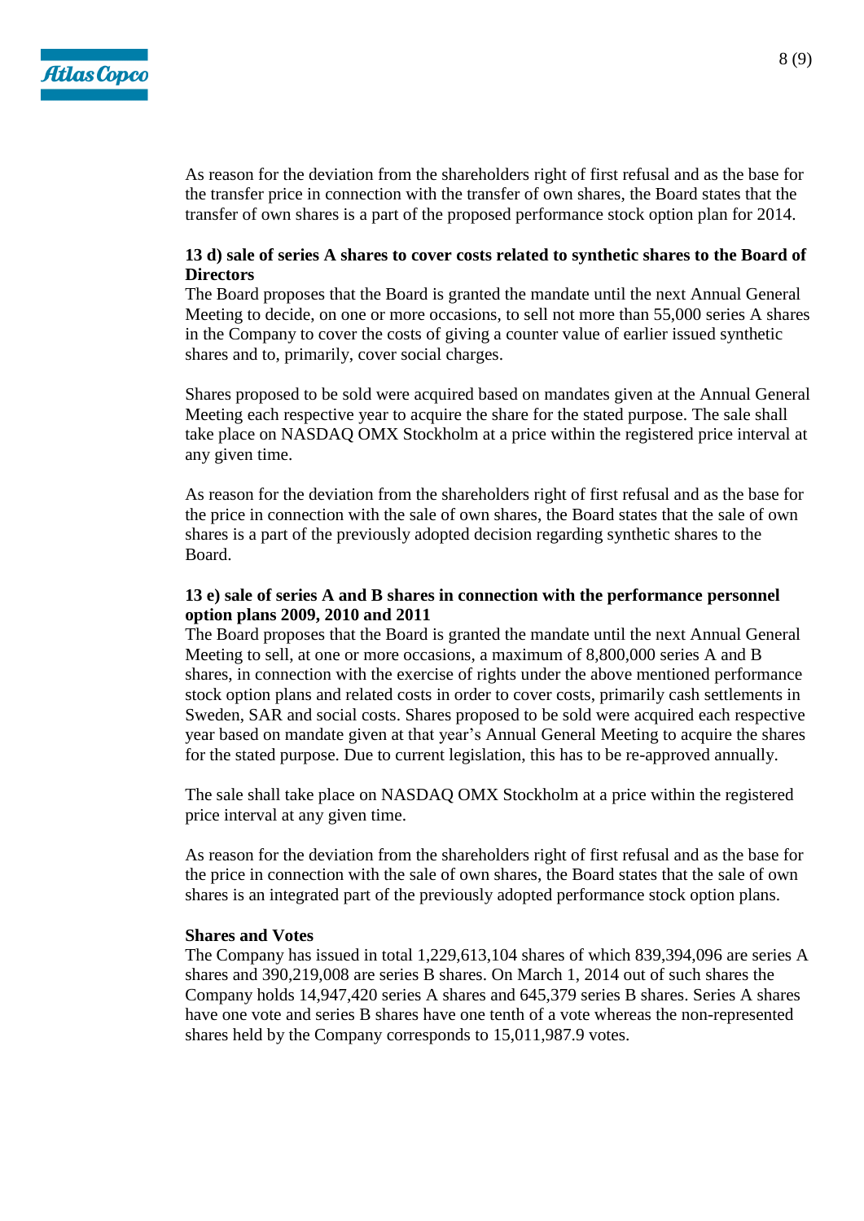As reason for the deviation from the shareholders right of first refusal and as the base for the transfer price in connection with the transfer of own shares, the Board states that the transfer of own shares is a part of the proposed performance stock option plan for 2014.

**13 d) sale of series A shares to cover costs related to synthetic shares to the Board of Directors**

The Board proposes that the Board is granted the mandate until the next Annual General Meeting to decide, on one or more occasions, to sell not more than 55,000 series A shares in the Company to cover the costs of giving a counter value of earlier issued synthetic shares and to, primarily, cover social charges.

Shares proposed to be sold were acquired based on mandates given at the Annual General Meeting each respective year to acquire the share for the stated purpose. The sale shall take place on NASDAQ OMX Stockholm at a price within the registered price interval at any given time.

As reason for the deviation from the shareholders right of first refusal and as the base for the price in connection with the sale of own shares, the Board states that the sale of own shares is a part of the previously adopted decision regarding synthetic shares to the Board.

**13 e) sale of series A and B shares in connection with the performance personnel option plans 2009, 2010 and 2011**

The Board proposes that the Board is granted the mandate until the next Annual General Meeting to sell, at one or more occasions, a maximum of 8,800,000 series A and B shares, in connection with the exercise of rights under the above mentioned performance stock option plans and related costs in order to cover costs, primarily cash settlements in Sweden, SAR and social costs. Shares proposed to be sold were acquired each respective year based on mandate given at that year's Annual General Meeting to acquire the shares for the stated purpose. Due to current legislation, this has to be re-approved annually.

The sale shall take place on NASDAQ OMX Stockholm at a price within the registered price interval at any given time.

As reason for the deviation from the shareholders right of first refusal and as the base for the price in connection with the sale of own shares, the Board states that the sale of own shares is an integrated part of the previously adopted performance stock option plans.

**Shares and Votes**

The Company has issued in total 1,229,613,104 shares of which 839,394,096 are series A shares and 390,219,008 are series B shares. On March 1, 2014 out of such shares the Company holds 14,947,420 series A shares and 645,379 series B shares. Series A shares have one vote and series B shares have one tenth of a vote whereas the non-represented shares held by the Company corresponds to 15,011,987.9 votes.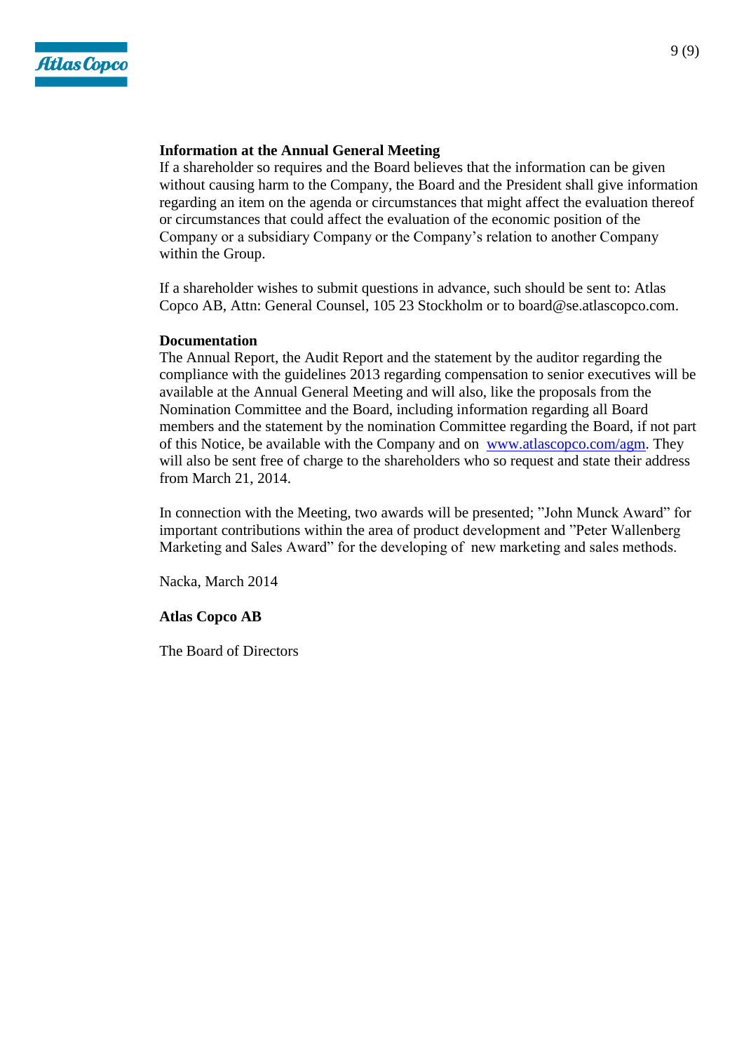**Information at the Annual General Meeting**

If a shareholder so requires and the Board believes that the information can be given without causing harm to the Company, the Board and the President shall give information regarding an item on the agenda or circumstances that might affect the evaluation thereof or circumstances that could affect the evaluation of the economic position of the Company or a subsidiary Company or the Company's relation to another Company within the Group.

If a shareholder wishes to submit questions in advance, such should be sent to: Atlas Copco AB, Attn: General Counsel, 105 23 Stockholm or to board@se.atlascopco.com.

**Documentation**

The Annual Report, the Audit Report and the statement by the auditor regarding the compliance with the guidelines 2013 regarding compensation to senior executives will be available at the Annual General Meeting and will also, like the proposals from the Nomination Committee and the Board, including information regarding all Board members and the statement by the nomination Committee regarding the Board, if not part of this Notice, be available with the Company and on [www.atlascopco.com/agm](http://www.atlascopco.com/agm). They will also be sent free of charge to the shareholders who so request and state their address from March 21, 2014.

In connection with the Meeting, two awards will be presented; "John Munck Award" for important contributions within the area of product development and "Peter Wallenberg Marketing and Sales Award" for the developing of new marketing and sales methods.

Nacka, March 2014

**Atlas Copco AB**

The Board of Directors